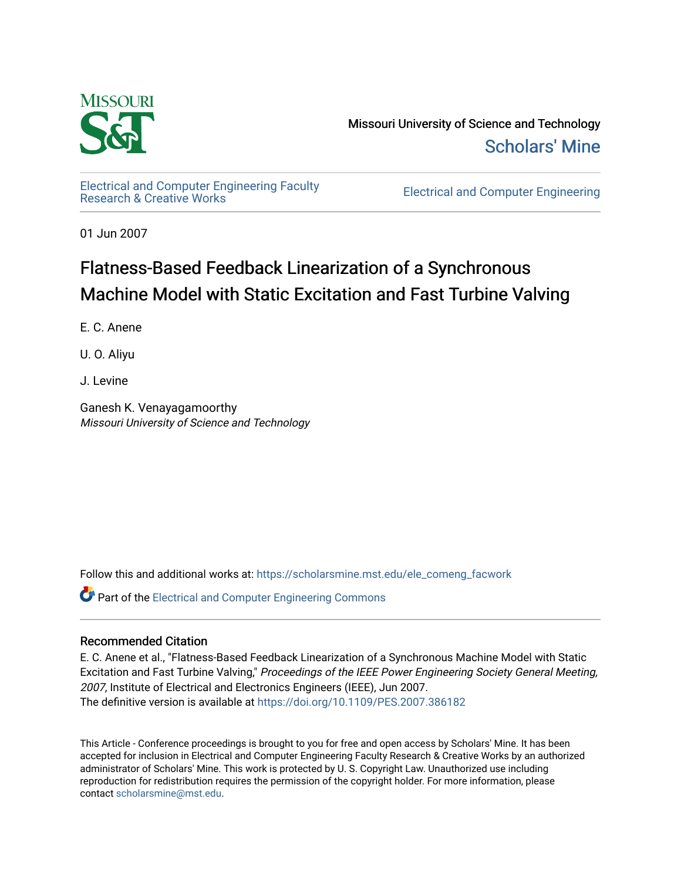Missouri University of Science and Technology

Scholars' Mine

Electrical and Computer Engineering Faculty Research & Creative Works

Electrical and Computer Engineering

01 Jun 2007

# Flatness-Based Feedback Linearization of a Synchronous Machine Model with Static Excitation and Fast Turbine Valving

E. C. Anene

U. O. Aliyu

J. Levine

Ganesh K. Venayagamoorthy
*Missouri University of Science and Technology*

Follow this and additional works at: https://scholarsmine.mst.edu/ele_comeng_facwork

Part of the Electrical and Computer Engineering Commons

## Recommended Citation

E. C. Anene et al., "Flatness-Based Feedback Linearization of a Synchronous Machine Model with Static Excitation and Fast Turbine Valving," *Proceedings of the IEEE Power Engineering Society General Meeting, 2007*, Institute of Electrical and Electronics Engineers (IEEE), Jun 2007.
The definitive version is available at https://doi.org/10.1109/PES.2007.386182

This Article - Conference proceedings is brought to you for free and open access by Scholars' Mine. It has been accepted for inclusion in Electrical and Computer Engineering Faculty Research & Creative Works by an authorized administrator of Scholars' Mine. This work is protected by U. S. Copyright Law. Unauthorized use including reproduction for redistribution requires the permission of the copyright holder. For more information, please contact scholarsmine@mst.edu.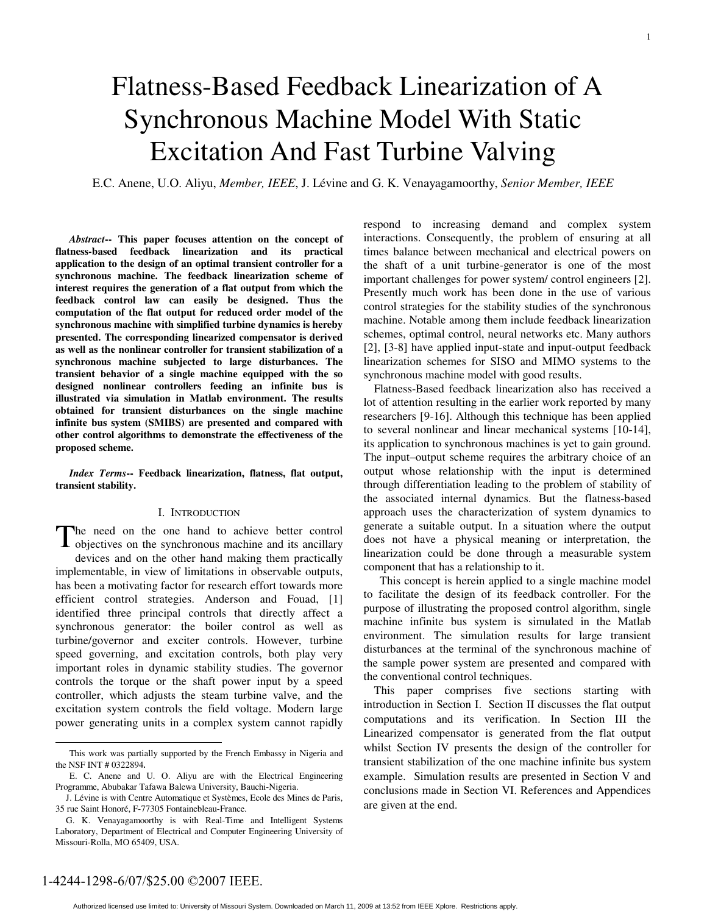# Flatness-Based Feedback Linearization of A Synchronous Machine Model With Static Excitation And Fast Turbine Valving

E.C. Anene, U.O. Aliyu, *Member, IEEE*, J. Lévine and G. K. Venayagamoorthy, *Senior Member, IEEE*

***Abstract*-- This paper focuses attention on the concept of flatness-based feedback linearization and its practical application to the design of an optimal transient controller for a synchronous machine. The feedback linearization scheme of interest requires the generation of a flat output from which the feedback control law can easily be designed. Thus the computation of the flat output for reduced order model of the synchronous machine with simplified turbine dynamics is hereby presented. The corresponding linearized compensator is derived as well as the nonlinear controller for transient stabilization of a synchronous machine subjected to large disturbances. The transient behavior of a single machine equipped with the so designed nonlinear controllers feeding an infinite bus is illustrated via simulation in Matlab environment. The results obtained for transient disturbances on the single machine infinite bus system (SMIBS) are presented and compared with other control algorithms to demonstrate the effectiveness of the proposed scheme.**

***Index Terms*-- Feedback linearization, flatness, flat output, transient stability.**

## I. Introduction

The need on the one hand to achieve better control objectives on the synchronous machine and its ancillary devices and on the other hand making them practically implementable, in view of limitations in observable outputs, has been a motivating factor for research effort towards more efficient control strategies. Anderson and Fouad, [1] identified three principal controls that directly affect a synchronous generator: the boiler control as well as turbine/governor and exciter controls. However, turbine speed governing, and excitation controls, both play very important roles in dynamic stability studies. The governor controls the torque or the shaft power input by a speed controller, which adjusts the steam turbine valve, and the excitation system controls the field voltage. Modern large power generating units in a complex system cannot rapidly respond to increasing demand and complex system interactions. Consequently, the problem of ensuring at all times balance between mechanical and electrical powers on the shaft of a unit turbine-generator is one of the most important challenges for power system/ control engineers [2]. Presently much work has been done in the use of various control strategies for the stability studies of the synchronous machine. Notable among them include feedback linearization schemes, optimal control, neural networks etc. Many authors [2], [3-8] have applied input-state and input-output feedback linearization schemes for SISO and MIMO systems to the synchronous machine model with good results.

Flatness-Based feedback linearization also has received a lot of attention resulting in the earlier work reported by many researchers [9-16]. Although this technique has been applied to several nonlinear and linear mechanical systems [10-14], its application to synchronous machines is yet to gain ground. The input–output scheme requires the arbitrary choice of an output whose relationship with the input is determined through differentiation leading to the problem of stability of the associated internal dynamics. But the flatness-based approach uses the characterization of system dynamics to generate a suitable output. In a situation where the output does not have a physical meaning or interpretation, the linearization could be done through a measurable system component that has a relationship to it.

This concept is herein applied to a single machine model to facilitate the design of its feedback controller. For the purpose of illustrating the proposed control algorithm, single machine infinite bus system is simulated in the Matlab environment. The simulation results for large transient disturbances at the terminal of the synchronous machine of the sample power system are presented and compared with the conventional control techniques.

This paper comprises five sections starting with introduction in Section I. Section II discusses the flat output computations and its verification. In Section III the Linearized compensator is generated from the flat output whilst Section IV presents the design of the controller for transient stabilization of the one machine infinite bus system example. Simulation results are presented in Section V and conclusions made in Section VI. References and Appendices are given at the end.

---

This work was partially supported by the French Embassy in Nigeria and the NSF INT # 0322894.

E. C. Anene and U. O. Aliyu are with the Electrical Engineering Programme, Abubakar Tafawa Balewa University, Bauchi-Nigeria.

J. Lévine is with Centre Automatique et Systèmes, Ecole des Mines de Paris, 35 rue Saint Honoré, F-77305 Fontainebleau-France.

G. K. Venayagamoorthy is with Real-Time and Intelligent Systems Laboratory, Department of Electrical and Computer Engineering University of Missouri-Rolla, MO 65409, USA.

1-4244-1298-6/07/$25.00 ©2007 IEEE.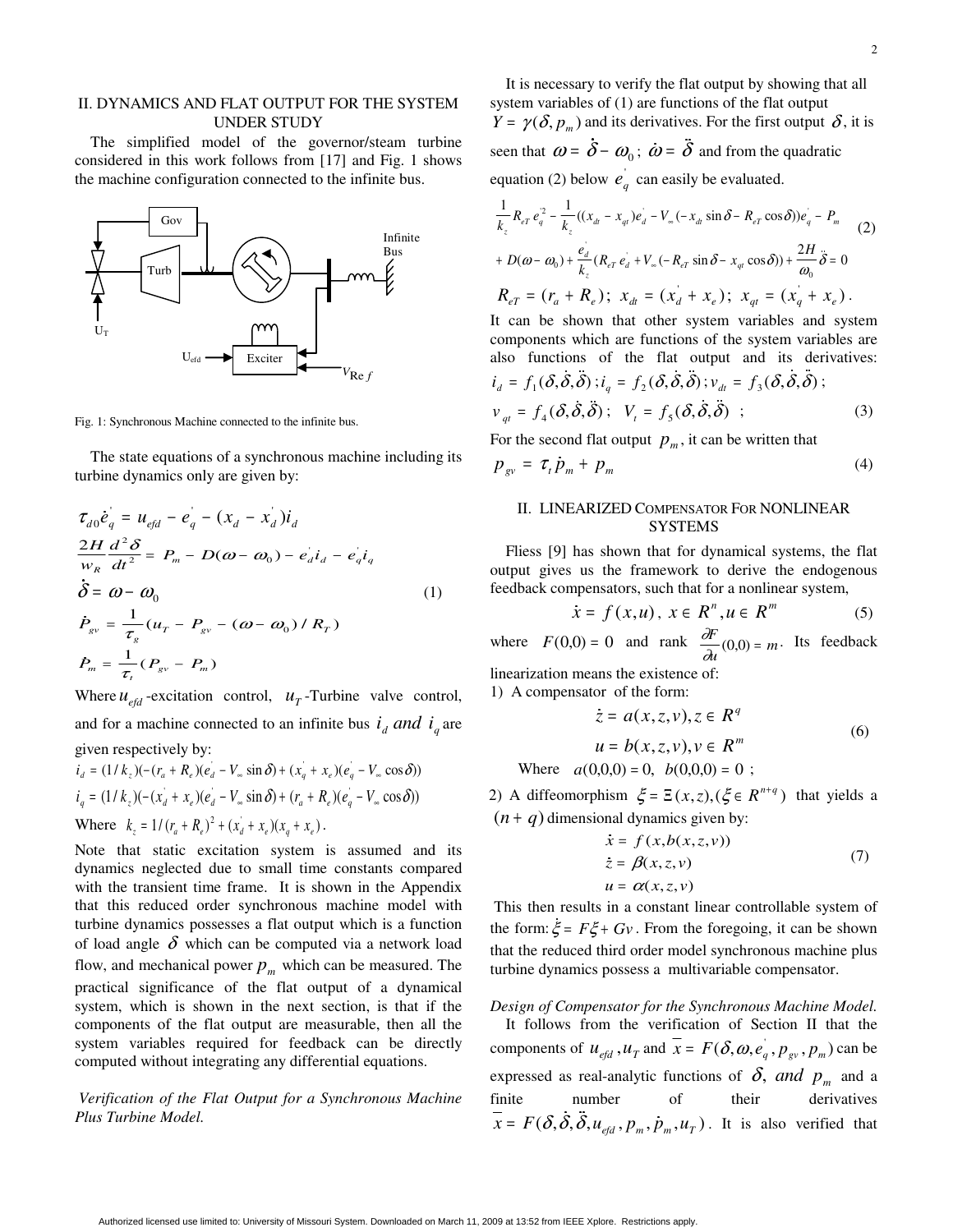## II. DYNAMICS AND FLAT OUTPUT FOR THE SYSTEM UNDER STUDY

The simplified model of the governor/steam turbine considered in this work follows from [17] and Fig. 1 shows the machine configuration connected to the infinite bus.

Fig. 1: Synchronous Machine connected to the infinite bus.

The state equations of a synchronous machine including its turbine dynamics only are given by:

$$
\begin{aligned}
&\tau_{d0}\dot{e}_q^{'} = u_{efd} - e_q^{'} - (x_d - x_d^{'})i_d \\
&\frac{2H}{w_R}\frac{d^2\delta}{dt^2} = P_m - D(\omega - \omega_0) - e_d^{'} i_d - e_q^{'} i_q \\
&\dot{\delta} = \omega - \omega_0 \\
&\dot{P}_{gv} = \frac{1}{\tau_g}(u_T - P_{gv} - (\omega - \omega_0)/R_T) \\
&\dot{P}_m = \frac{1}{\tau_t}(P_{gv} - P_m)
\end{aligned} \tag{1}
$$

Where $u_{efd}$-excitation control, $u_T$-Turbine valve control, and for a machine connected to an infinite bus $i_d$ *and* $i_q$ are given respectively by:

$$i_d = (1/k_z)(-(r_a + R_e)(e_d^{'} - V_\infty \sin\delta) + (x_q^{'} + x_e)(e_q^{'} - V_\infty \cos\delta))$$

$$i_q = (1/k_z)(-(x_d^{'} + x_e)(e_d^{'} - V_\infty \sin\delta) + (r_a + R_e)(e_q^{'} - V_\infty \cos\delta))$$

Where $k_z = 1/(r_a + R_e)^2 + (x_d^{'} + x_e)(x_q + x_e)$.

Note that static excitation system is assumed and its dynamics neglected due to small time constants compared with the transient time frame. It is shown in the Appendix that this reduced order synchronous machine model with turbine dynamics possesses a flat output which is a function of load angle $\delta$ which can be computed via a network load flow, and mechanical power $p_m$ which can be measured. The practical significance of the flat output of a dynamical system, which is shown in the next section, is that if the components of the flat output are measurable, then all the system variables required for feedback can be directly computed without integrating any differential equations.

*Verification of the Flat Output for a Synchronous Machine Plus Turbine Model.*

It is necessary to verify the flat output by showing that all system variables of (1) are functions of the flat output $Y = \gamma(\delta, p_m)$ and its derivatives. For the first output $\delta$, it is seen that $\omega = \dot{\delta} - \omega_0$; $\dot{\omega} = \ddot{\delta}$ and from the quadratic equation (2) below $e_q^{'}$ can easily be evaluated.

$$
\begin{aligned}
&\frac{1}{k_z} R_{eT} e_q^{'2} - \frac{1}{k_z}((x_{dt} - x_{qt})e_d^{'} - V_\infty(-x_{dt}\sin\delta - R_{eT}\cos\delta))e_q^{'} - P_m \\
&+ D(\omega - \omega_0) + \frac{e_d^{'}}{k_z}(R_{eT} e_d^{'} + V_\infty(-R_{eT}\sin\delta - x_{qt}\cos\delta)) + \frac{2H}{\omega_0}\ddot{\delta} = 0
\end{aligned} \tag{2}
$$

$$R_{eT} = (r_a + R_e);\ x_{dt} = (x_d^{'} + x_e);\ x_{qt} = (x_q^{'} + x_e).$$

It can be shown that other system variables and system components which are functions of the system variables are also functions of the flat output and its derivatives: $i_d = f_1(\delta, \dot{\delta}, \ddot{\delta})$; $i_q = f_2(\delta, \dot{\delta}, \ddot{\delta})$; $v_{dt} = f_3(\delta, \dot{\delta}, \ddot{\delta})$;

$$v_{qt} = f_4(\delta, \dot{\delta}, \ddot{\delta});\ V_t = f_5(\delta, \dot{\delta}, \ddot{\delta}) \tag{3}$$

For the second flat output $p_m$, it can be written that

$$p_{gv} = \tau_t \dot{p}_m + p_m \tag{4}$$

## II. LINEARIZED COMPENSATOR FOR NONLINEAR SYSTEMS

Fliess [9] has shown that for dynamical systems, the flat output gives us the framework to derive the endogenous feedback compensators, such that for a nonlinear system,

$$\dot{x} = f(x,u),\ x \in R^n, u \in R^m \tag{5}$$

where $F(0,0) = 0$ and rank $\frac{\partial F}{\partial u}(0,0) = m$. Its feedback linearization means the existence of:

1) A compensator of the form:

$$
\begin{aligned}
&\dot{z} = a(x,z,v), z \in R^q \\
&u = b(x,z,v), v \in R^m
\end{aligned} \tag{6}
$$

Where $a(0,0,0) = 0,\ b(0,0,0) = 0$;

2) A diffeomorphism $\xi = \Xi(x,z), (\xi \in R^{n+q})$ that yields a $(n+q)$ dimensional dynamics given by:

$$
\begin{aligned}
&\dot{x} = f(x, b(x,z,v)) \\
&\dot{z} = \beta(x,z,v) \\
&u = \alpha(x,z,v)
\end{aligned} \tag{7}
$$

This then results in a constant linear controllable system of the form: $\dot{\xi} = F\xi + Gv$. From the foregoing, it can be shown that the reduced third order model synchronous machine plus turbine dynamics possess a multivariable compensator.

*Design of Compensator for the Synchronous Machine Model.*

It follows from the verification of Section II that the components of $u_{efd}, u_T$ and $\bar{x} = F(\delta, \omega, e_q^{'}, p_{gv}, p_m)$ can be expressed as real-analytic functions of $\delta$, *and* $p_m$ and a finite number of their derivatives $\bar{x} = F(\delta, \dot{\delta}, \ddot{\delta}, u_{efd}, p_m, \dot{p}_m, u_T)$. It is also verified that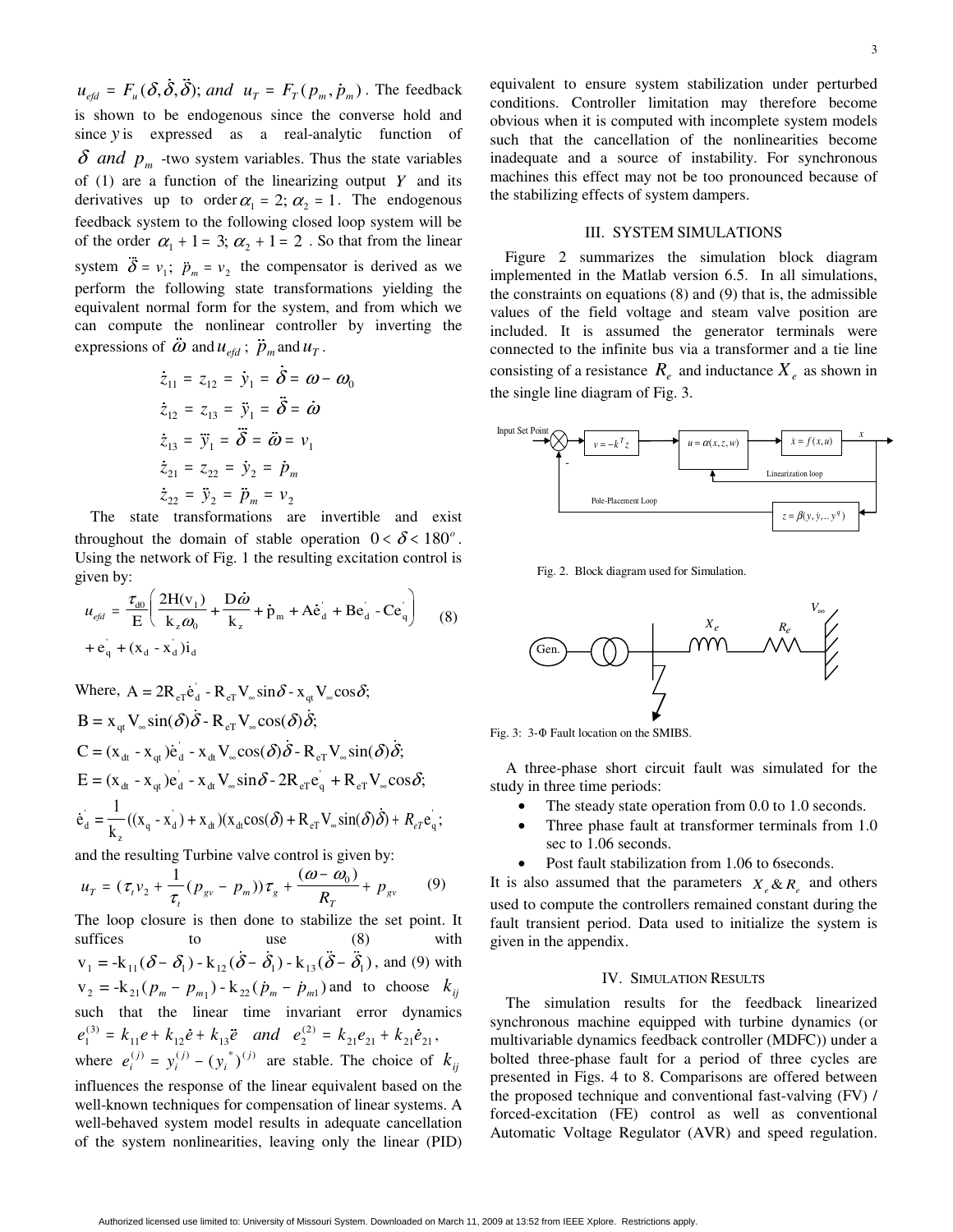$u_{efd} = F_u(\delta, \dot{\delta}, \ddot{\delta});$ *and* $u_T = F_T(p_m, \dot{p}_m)$. The feedback is shown to be endogenous since the converse hold and since $y$ is expressed as a real-analytic function of $\delta$ *and* $p_m$ -two system variables. Thus the state variables of (1) are a function of the linearizing output $Y$ and its derivatives up to order $\alpha_1 = 2; \alpha_2 = 1$. The endogenous feedback system to the following closed loop system will be of the order $\alpha_1 + 1 = 3; \alpha_2 + 1 = 2$ . So that from the linear system $\dddot{\delta} = v_1; \ \ddot{p}_m = v_2$ the compensator is derived as we perform the following state transformations yielding the equivalent normal form for the system, and from which we can compute the nonlinear controller by inverting the expressions of $\ddot{\omega}$ and $u_{efd}$; $\ddot{p}_m$ and $u_T$.

$$\dot{z}_{11} = z_{12} = \dot{y}_1 = \dot{\delta} = \omega - \omega_0$$
$$\dot{z}_{12} = z_{13} = \ddot{y}_1 = \ddot{\delta} = \dot{\omega}$$
$$\dot{z}_{13} = \dddot{y}_1 = \dddot{\delta} = \ddot{\omega} = v_1$$
$$\dot{z}_{21} = z_{22} = \dot{y}_2 = \dot{p}_m$$
$$\dot{z}_{22} = \ddot{y}_2 = \ddot{p}_m = v_2$$

The state transformations are invertible and exist throughout the domain of stable operation $0 < \delta < 180^o$. Using the network of Fig. 1 the resulting excitation control is given by:

$$u_{efd} = \frac{\tau_{d0}}{E}\left(\frac{2H(v_1)}{k_z\omega_0} + \frac{D\dot{\omega}}{k_z} + \dot{p}_m + A\dot{e}_d^{'} + Be_d^{'} - Ce_q^{'}\right) + e_q^{'} + (x_d - x_d^{'})i_d \quad (8)$$

Where, $A = 2R_{eT}\dot{e}_d^{'} - R_{eT}V_\infty \sin\delta - x_{qt}V_\infty \cos\delta;$

$B = x_{qt}V_\infty \sin(\delta)\dot{\delta} - R_{eT}V_\infty \cos(\delta)\dot{\delta};$

$C = (x_{dt} - x_{qt})\dot{e}_d^{'} - x_{dt}V_\infty \cos(\delta)\dot{\delta} - R_{eT}V_\infty \sin(\delta)\dot{\delta};$

$E = (x_{dt} - x_{qt})e_d^{'} - x_{dt}V_\infty \sin\delta - 2R_{eT}e_q^{'} + R_{eT}V_\infty \cos\delta;$

$\dot{e}_d^{'} = \frac{1}{k_z}((x_q - x_d^{'}) + x_{dt})(x_{dt}\cos(\delta) + R_{eT}V_\infty \sin(\delta)\dot{\delta}) + R_{eT}e_q^{'};$

and the resulting Turbine valve control is given by:

$$u_T = (\tau_t v_2 + \frac{1}{\tau_t}(p_{gv} - p_m))\tau_g + \frac{(\omega - \omega_0)}{R_T} + p_{gv} \quad (9)$$

The loop closure is then done to stabilize the set point. It suffices to use (8) with $v_1 = -k_{11}(\delta - \delta_1) - k_{12}(\dot{\delta} - \dot{\delta}_1) - k_{13}(\ddot{\delta} - \ddot{\delta}_1)$, and (9) with $v_2 = -k_{21}(p_m - p_{m1}) - k_{22}(\dot{p}_m - \dot{p}_{m1})$ and to choose $k_{ij}$ such that the linear time invariant error dynamics $e_1^{(3)} = k_{11}e + k_{12}\dot{e} + k_{13}\ddot{e}$ *and* $e_2^{(2)} = k_{21}e_{21} + k_{21}\dot{e}_{21}$, where $e_i^{(j)} = y_i^{(j)} - (y_i^*)^{(j)}$ are stable. The choice of $k_{ij}$ influences the response of the linear equivalent based on the well-known techniques for compensation of linear systems. A well-behaved system model results in adequate cancellation of the system nonlinearities, leaving only the linear (PID) equivalent to ensure system stabilization under perturbed conditions. Controller limitation may therefore become obvious when it is computed with incomplete system models such that the cancellation of the nonlinearities become inadequate and a source of instability. For synchronous machines this effect may not be too pronounced because of the stabilizing effects of system dampers.

## III. System Simulations

Figure 2 summarizes the simulation block diagram implemented in the Matlab version 6.5. In all simulations, the constraints on equations (8) and (9) that is, the admissible values of the field voltage and steam valve position are included. It is assumed the generator terminals were connected to the infinite bus via a transformer and a tie line consisting of a resistance $R_e$ and inductance $X_e$ as shown in the single line diagram of Fig. 3.

Fig. 2. Block diagram used for Simulation.

Fig. 3: 3-Φ Fault location on the SMIBS.

A three-phase short circuit fault was simulated for the study in three time periods:

- The steady state operation from 0.0 to 1.0 seconds.
- Three phase fault at transformer terminals from 1.0 sec to 1.06 seconds.
- Post fault stabilization from 1.06 to 6seconds.

It is also assumed that the parameters $X_e \,\&\, R_e$ and others used to compute the controllers remained constant during the fault transient period. Data used to initialize the system is given in the appendix.

## IV. Simulation Results

The simulation results for the feedback linearized synchronous machine equipped with turbine dynamics (or multivariable dynamics feedback controller (MDFC)) under a bolted three-phase fault for a period of three cycles are presented in Figs. 4 to 8. Comparisons are offered between the proposed technique and conventional fast-valving (FV) / forced-excitation (FE) control as well as conventional Automatic Voltage Regulator (AVR) and speed regulation.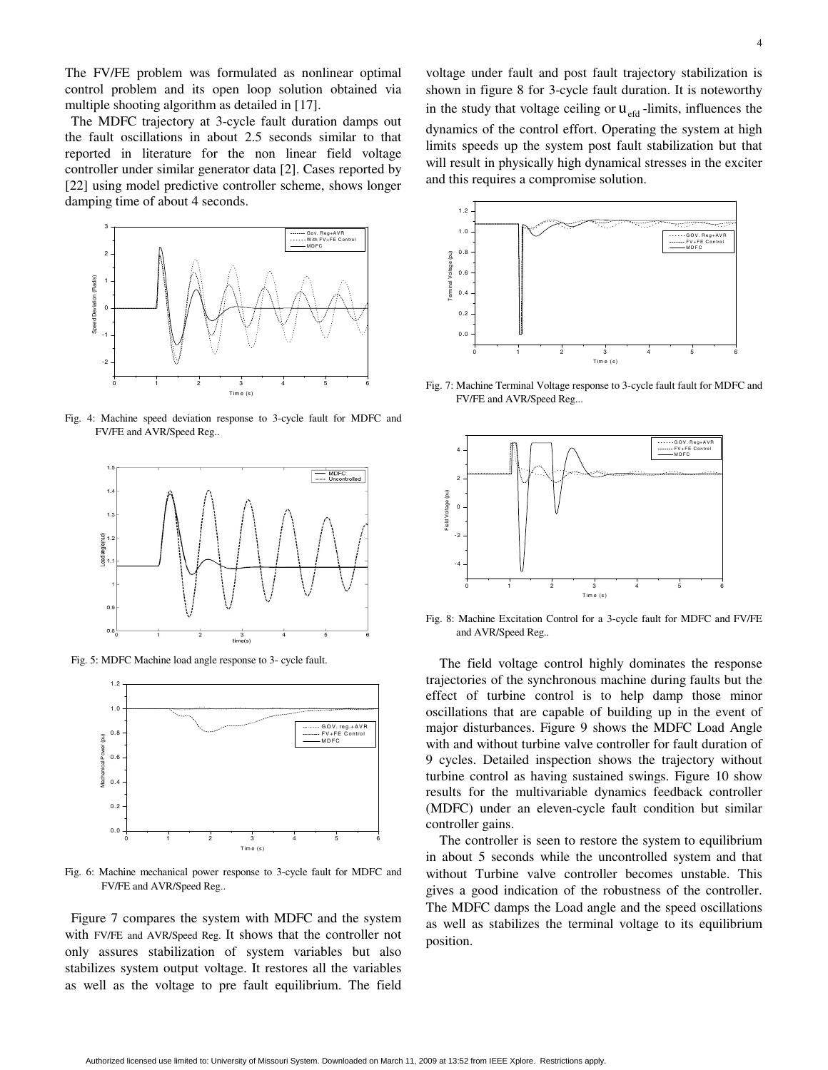The FV/FE problem was formulated as nonlinear optimal control problem and its open loop solution obtained via multiple shooting algorithm as detailed in [17].

The MDFC trajectory at 3-cycle fault duration damps out the fault oscillations in about 2.5 seconds similar to that reported in literature for the non linear field voltage controller under similar generator data [2]. Cases reported by [22] using model predictive controller scheme, shows longer damping time of about 4 seconds.

Fig. 4: Machine speed deviation response to 3-cycle fault for MDFC and FV/FE and AVR/Speed Reg..

Fig. 5: MDFC Machine load angle response to 3- cycle fault.

Fig. 6: Machine mechanical power response to 3-cycle fault for MDFC and FV/FE and AVR/Speed Reg..

Figure 7 compares the system with MDFC and the system with FV/FE and AVR/Speed Reg. It shows that the controller not only assures stabilization of system variables but also stabilizes system output voltage. It restores all the variables as well as the voltage to pre fault equilibrium. The field voltage under fault and post fault trajectory stabilization is shown in figure 8 for 3-cycle fault duration. It is noteworthy in the study that voltage ceiling or $u_{efd}$ -limits, influences the dynamics of the control effort. Operating the system at high limits speeds up the system post fault stabilization but that will result in physically high dynamical stresses in the exciter and this requires a compromise solution.

Fig. 7: Machine Terminal Voltage response to 3-cycle fault fault for MDFC and FV/FE and AVR/Speed Reg...

Fig. 8: Machine Excitation Control for a 3-cycle fault for MDFC and FV/FE and AVR/Speed Reg..

The field voltage control highly dominates the response trajectories of the synchronous machine during faults but the effect of turbine control is to help damp those minor oscillations that are capable of building up in the event of major disturbances. Figure 9 shows the MDFC Load Angle with and without turbine valve controller for fault duration of 9 cycles. Detailed inspection shows the trajectory without turbine control as having sustained swings. Figure 10 show results for the multivariable dynamics feedback controller (MDFC) under an eleven-cycle fault condition but similar controller gains.

The controller is seen to restore the system to equilibrium in about 5 seconds while the uncontrolled system and that without Turbine valve controller becomes unstable. This gives a good indication of the robustness of the controller. The MDFC damps the Load angle and the speed oscillations as well as stabilizes the terminal voltage to its equilibrium position.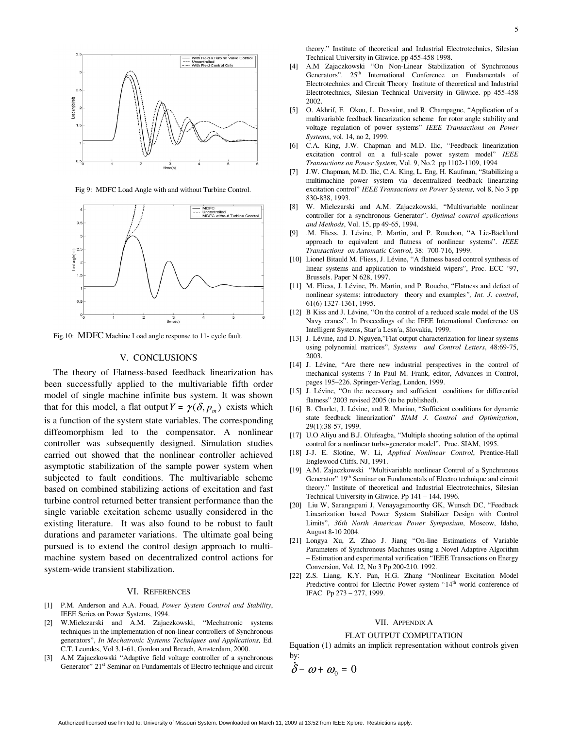Fig 9: MDFC Load Angle with and without Turbine Control.

Fig.10: MDFC Machine Load angle response to 11- cycle fault.

## V. CONCLUSIONS

The theory of Flatness-based feedback linearization has been successfully applied to the multivariable fifth order model of single machine infinite bus system. It was shown that for this model, a flat output $Y = \gamma(\delta, p_m)$ exists which is a function of the system state variables. The corresponding diffeomorphism led to the compensator. A nonlinear controller was subsequently designed. Simulation studies carried out showed that the nonlinear controller achieved asymptotic stabilization of the sample power system when subjected to fault conditions. The multivariable scheme based on combined stabilizing actions of excitation and fast turbine control returned better transient performance than the single variable excitation scheme usually considered in the existing literature. It was also found to be robust to fault durations and parameter variations. The ultimate goal being pursued is to extend the control design approach to multi-machine system based on decentralized control actions for system-wide transient stabilization.

## VI. REFERENCES

[1] P.M. Anderson and A.A. Fouad, *Power System Control and Stability*, IEEE Series on Power Systems, 1994.

[2] W.Mielczarski and A.M. Zajaczkowski, "Mechatronic systems techniques in the implementation of non-linear controllers of Synchronous generators", *In Mechatronic Systems Techniques and Applications,* Ed. C.T. Leondes, Vol 3,1-61, Gordon and Breach, Amsterdam, 2000.

[3] A.M Zajaczkowski "Adaptive field voltage controller of a synchronous Generator" 21st Seminar on Fundamentals of Electro technique and circuit theory." Institute of theoretical and Industrial Electrotechnics, Silesian Technical University in Gliwice. pp 455-458 1998.

[4] A.M Zajaczkowski "On Non-Linear Stabilization of Synchronous Generators". 25th International Conference on Fundamentals of Electrotechnics and Circuit Theory Institute of theoretical and Industrial Electrotechnics, Silesian Technical University in Gliwice. pp 455-458 2002.

[5] O. Akhrif, F. Okou, L. Dessaint, and R. Champagne, "Application of a multivariable feedback linearization scheme for rotor angle stability and voltage regulation of power systems" *IEEE Transactions on Power Systems*, vol. 14, no 2, 1999.

[6] C.A. King, J.W. Chapman and M.D. Ilic, "Feedback linearization excitation control on a full-scale power system model" *IEEE Transactions on Power System*, Vol. 9, No.2 pp 1102-1109, 1994

[7] J.W. Chapman, M.D. Ilic, C.A. King, L. Eng, H. Kaufman, "Stabilizing a multimachine power system via decentralized feedback linearizing excitation control" *IEEE Transactions on Power Systems,* vol 8, No 3 pp 830-838, 1993.

[8] W. Mielczarski and A.M. Zajaczkowski, "Multivariable nonlinear controller for a synchronous Generator". *Optimal control applications and Methods*, Vol. 15, pp 49-65, 1994.

[9] .M. Fliess, J. Lévine, P. Martin, and P. Rouchon, "A Lie-Bäcklund approach to equivalent and flatness of nonlinear systems". *IEEE Transactions on Automatic Control*, 38: 700-716, 1999.

[10] Lionel Bitauld M. Fliess, J. Lévine, "A flatness based control synthesis of linear systems and application to windshield wipers", Proc. ECC '97, Brussels. Paper N 628, 1997.

[11] M. Fliess, J. Lévine, Ph. Martin, and P. Roucho, "Flatness and defect of nonlinear systems: introductory theory and examples*", Int. J. control*, 61(6) 1327-1361, 1995.

[12] B Kiss and J. Lévine, "On the control of a reduced scale model of the US Navy cranes". In Proceedings of the IEEE International Conference on Intelligent Systems, Star´a Lesn´a, Slovakia, 1999.

[13] J. Lévine, and D. Nguyen,"Flat output characterization for linear systems using polynomial matrices", *Systems and Control Letters*, 48:69-75, 2003.

[14] J. Lévine, "Are there new industrial perspectives in the control of mechanical systems ? In Paul M. Frank, editor, Advances in Control, pages 195–226. Springer-Verlag, London, 1999.

[15] J. Lévine, "On the necessary and sufficient conditions for differential flatness" 2003 revised 2005 (to be published).

[16] B. Charlet, J. Lévine, and R. Marino, "Sufficient conditions for dynamic state feedback linearization" *SIAM J. Control and Optimization*, 29(1):38-57, 1999.

[17] U.O Aliyu and B.J. Olufeagba, "Multiple shooting solution of the optimal control for a nonlinear turbo-generator model", Proc. SIAM, 1995.

[18] J-J. E. Slotine, W. Li, *Applied Nonlinear Control*, Prentice-Hall Englewood Cliffs, NJ, 1991.

[19] A.M. Zajaczkowski "Multivariable nonlinear Control of a Synchronous Generator" 19th Seminar on Fundamentals of Electro technique and circuit theory." Institute of theoretical and Industrial Electrotechnics, Silesian Technical University in Gliwice. Pp 141 – 144. 1996.

[20] Liu W, Sarangapani J, Venayagamoorthy GK, Wunsch DC, "Feedback Linearization based Power System Stabilizer Design with Control Limits", *36th North American Power Symposium*, Moscow, Idaho, August 8-10 2004.

[21] Longya Xu, Z. Zhao J. Jiang "On-line Estimations of Variable Parameters of Synchronous Machines using a Novel Adaptive Algorithm – Estimation and experimental verification "IEEE Transactions on Energy Conversion, Vol. 12, No 3 Pp 200-210. 1992.

[22] Z.S. Liang, K.Y. Pan, H.G. Zhang "Nonlinear Excitation Model Predictive control for Electric Power system "14th world conference of IFAC Pp 273 – 277, 1999.

## VII. APPENDIX A

### FLAT OUTPUT COMPUTATION

Equation (1) admits an implicit representation without controls given by:

$$\dot{\delta} - \omega + \omega_0 = 0$$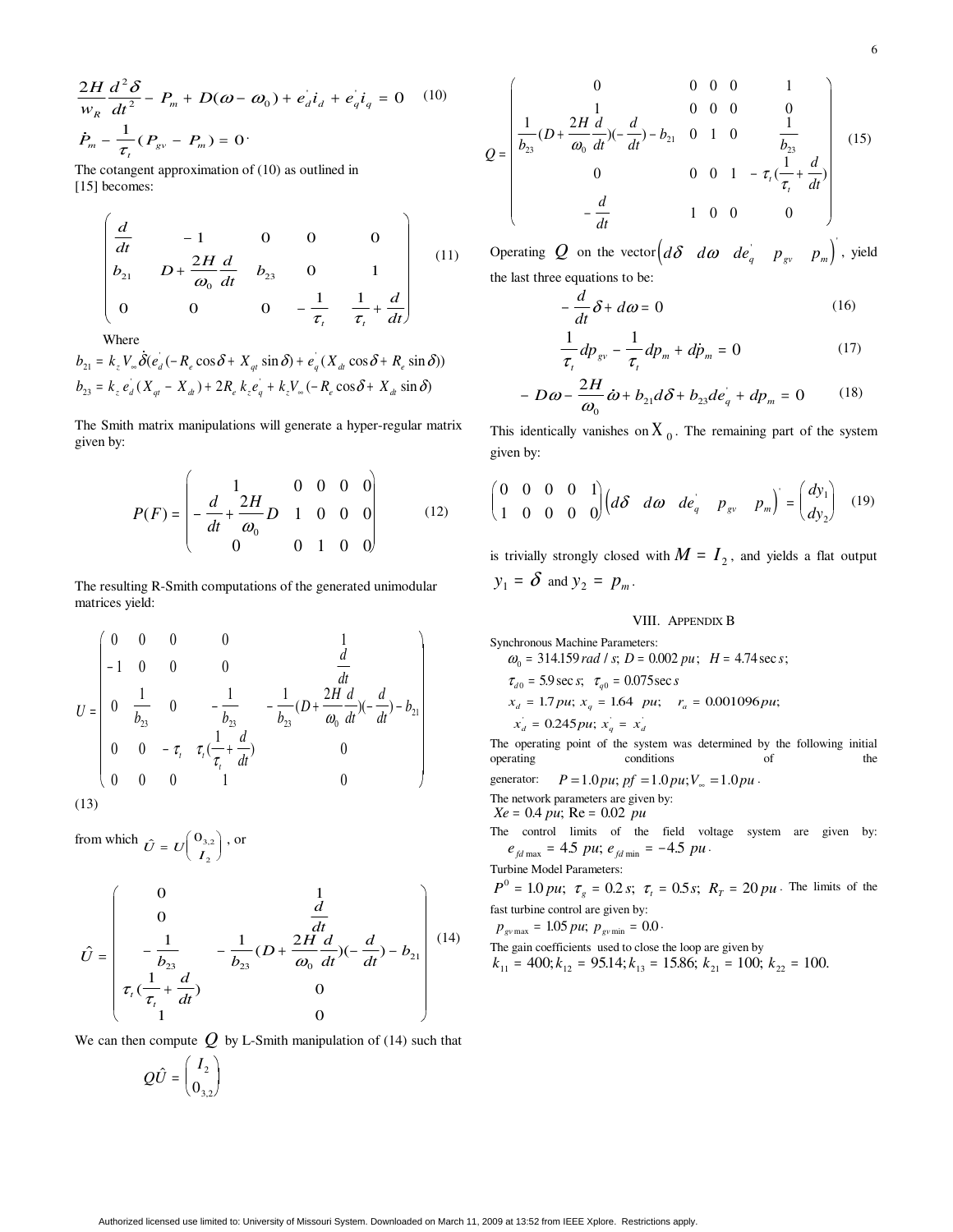$$\frac{2H}{w_R}\frac{d^2\delta}{dt^2} - P_m + D(\omega - \omega_0) + e_d^{'} i_d + e_q^{'} i_q = 0 \quad (10)$$

$$\dot{P}_m - \frac{1}{\tau_t}(P_{gv} - P_m) = 0 .$$

The cotangent approximation of (10) as outlined in [15] becomes:

$$\begin{pmatrix} \frac{d}{dt} & -1 & 0 & 0 & 0 \\ b_{21} & D + \frac{2H}{\omega_0}\frac{d}{dt} & b_{23} & 0 & 1 \\ 0 & 0 & 0 & -\frac{1}{\tau_t} & \frac{1}{\tau_t} + \frac{d}{dt} \end{pmatrix} \quad (11)$$

Where

$$b_{21} = k_z V_\infty \dot{\delta}(e_d^{'}(-R_e \cos\delta + X_{qt}\sin\delta) + e_q^{'}(X_{dt}\cos\delta + R_e \sin\delta))$$

$$b_{23} = k_z e_d^{'}(X_{qt} - X_{dt}) + 2R_e k_z e_q^{'} + k_z V_\infty(-R_e\cos\delta + X_{dt}\sin\delta)$$

The Smith matrix manipulations will generate a hyper-regular matrix given by:

$$P(F) = \begin{pmatrix} 1 & 0 & 0 & 0 & 0 \\ -\frac{d}{dt} + \frac{2H}{\omega_0}D & 1 & 0 & 0 & 0 \\ 0 & 0 & 1 & 0 & 0 \end{pmatrix} \quad (12)$$

The resulting R-Smith computations of the generated unimodular matrices yield:

$$U = \begin{pmatrix} 0 & 0 & 0 & 0 & 1 \\ -1 & 0 & 0 & 0 & \frac{d}{dt} \\ 0 & \frac{1}{b_{23}} & 0 & -\frac{1}{b_{23}} & -\frac{1}{b_{23}}(D + \frac{2H}{\omega_0}\frac{d}{dt})(-\frac{d}{dt}) - b_{21} \\ 0 & 0 & -\tau_t & \tau_t(\frac{1}{\tau_t} + \frac{d}{dt}) & 0 \\ 0 & 0 & 0 & 1 & 0 \end{pmatrix}$$

(13)

from which $\hat{U} = U\begin{pmatrix} 0_{3,2} \\ I_2 \end{pmatrix}$, or

$$\hat{U} = \begin{pmatrix} 0 & 1 \\ 0 & \frac{d}{dt} \\ -\frac{1}{b_{23}} & -\frac{1}{b_{23}}(D + \frac{2H}{\omega_0}\frac{d}{dt})(-\frac{d}{dt}) - b_{21} \\ \tau_t(\frac{1}{\tau_t} + \frac{d}{dt}) & 0 \\ 1 & 0 \end{pmatrix} \quad (14)$$

We can then compute $Q$ by L-Smith manipulation of (14) such that

$$Q\hat{U} = \begin{pmatrix} I_2 \\ 0_{3,2} \end{pmatrix}$$

$$Q = \begin{pmatrix} 0 & 0 & 0 & 0 & 1 \\ 1 & 0 & 0 & 0 & 0 \\ \frac{1}{b_{23}}(D + \frac{2H}{\omega_0}\frac{d}{dt})(-\frac{d}{dt}) - b_{21} & 0 & 1 & 0 & \frac{1}{b_{23}} \\ 0 & 0 & 0 & 1 & -\tau_t(\frac{1}{\tau_t} + \frac{d}{dt}) \\ -\frac{d}{dt} & 1 & 0 & 0 & 0 \end{pmatrix} \quad (15)$$

Operating $Q$ on the vector $\begin{pmatrix} d\delta & d\omega & de_q^{'} & p_{gv} & p_m \end{pmatrix}^{'}$, yield the last three equations to be:

$$-\frac{d}{dt}\delta + d\omega = 0 \quad (16)$$

$$\frac{1}{\tau_t}dp_{gv} - \frac{1}{\tau_t}dp_m + d\dot{p}_m = 0 \quad (17)$$

$$-D\omega - \frac{2H}{\omega_0}\dot{\omega} + b_{21}d\delta + b_{23}de_q^{'} + dp_m = 0 \quad (18)$$

This identically vanishes on $X_0$. The remaining part of the system given by:

$$\begin{pmatrix} 0 & 0 & 0 & 0 & 1 \\ 1 & 0 & 0 & 0 & 0 \end{pmatrix}\begin{pmatrix} d\delta & d\omega & de_q^{'} & p_{gv} & p_m \end{pmatrix}^{'} = \begin{pmatrix} dy_1 \\ dy_2 \end{pmatrix} \quad (19)$$

is trivially strongly closed with $M = I_2$, and yields a flat output $y_1 = \delta$ and $y_2 = p_m$.

## VIII. Appendix B

Synchronous Machine Parameters:

$\omega_0 = 314.159\, rad/s$; $D = 0.002\, pu$; $H = 4.74 \sec s$;

$\tau_{d0} = 5.9 \sec s$; $\tau_{q0} = 0.075 \sec s$

$x_d = 1.7\, pu$; $x_q = 1.64\ pu$; $r_a = 0.001096\, pu$;

$x_d^{'} = 0.245\, pu$; $x_q^{'} = x_d^{'}$

The operating point of the system was determined by the following initial operating conditions of the generator: $P = 1.0\, pu$; $pf = 1.0\, pu$; $V_\infty = 1.0\, pu$.

The network parameters are given by:

$Xe = 0.4\ pu$; $\mathrm{Re} = 0.02\ pu$

The control limits of the field voltage system are given by: $e_{fd\max} = 4.5\ pu$; $e_{fd\min} = -4.5\ pu$.

Turbine Model Parameters:

$P^0 = 1.0\, pu$; $\tau_g = 0.2\, s$; $\tau_t = 0.5 s$; $R_T = 20\, pu$. The limits of the fast turbine control are given by:

$p_{gv\max} = 1.05\, pu$; $p_{gv\min} = 0.0$.

The gain coefficients used to close the loop are given by

$k_{11} = 400; k_{12} = 95.14; k_{13} = 15.86;\ k_{21} = 100;\ k_{22} = 100.$